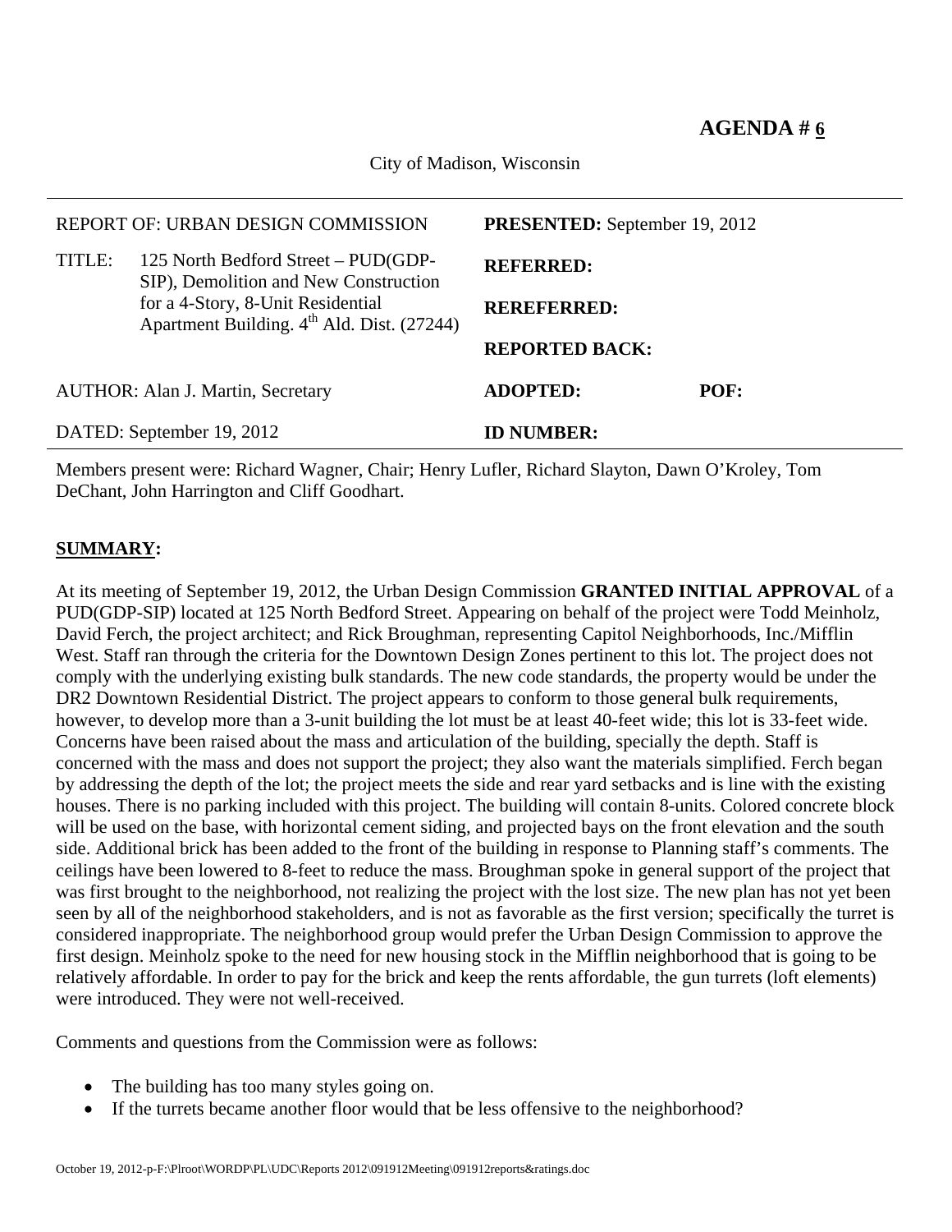**AGENDA # 6**

City of Madison, Wisconsin

| | |
|---|---|
| REPORT OF: URBAN DESIGN COMMISSION | **PRESENTED:** September 19, 2012 |
| TITLE: 125 North Bedford Street – PUD(GDP-SIP), Demolition and New Construction for a 4-Story, 8-Unit Residential Apartment Building. 4th Ald. Dist. (27244) | **REFERRED:** |
| | **REREFERRED:** |
| | **REPORTED BACK:** |
| AUTHOR: Alan J. Martin, Secretary | **ADOPTED:** **POF:** |
| DATED: September 19, 2012 | **ID NUMBER:** |

Members present were: Richard Wagner, Chair; Henry Lufler, Richard Slayton, Dawn O'Kroley, Tom DeChant, John Harrington and Cliff Goodhart.

## SUMMARY:

At its meeting of September 19, 2012, the Urban Design Commission **GRANTED INITIAL APPROVAL** of a PUD(GDP-SIP) located at 125 North Bedford Street. Appearing on behalf of the project were Todd Meinholz, David Ferch, the project architect; and Rick Broughman, representing Capitol Neighborhoods, Inc./Mifflin West. Staff ran through the criteria for the Downtown Design Zones pertinent to this lot. The project does not comply with the underlying existing bulk standards. The new code standards, the property would be under the DR2 Downtown Residential District. The project appears to conform to those general bulk requirements, however, to develop more than a 3-unit building the lot must be at least 40-feet wide; this lot is 33-feet wide. Concerns have been raised about the mass and articulation of the building, specially the depth. Staff is concerned with the mass and does not support the project; they also want the materials simplified. Ferch began by addressing the depth of the lot; the project meets the side and rear yard setbacks and is line with the existing houses. There is no parking included with this project. The building will contain 8-units. Colored concrete block will be used on the base, with horizontal cement siding, and projected bays on the front elevation and the south side. Additional brick has been added to the front of the building in response to Planning staff's comments. The ceilings have been lowered to 8-feet to reduce the mass. Broughman spoke in general support of the project that was first brought to the neighborhood, not realizing the project with the lost size. The new plan has not yet been seen by all of the neighborhood stakeholders, and is not as favorable as the first version; specifically the turret is considered inappropriate. The neighborhood group would prefer the Urban Design Commission to approve the first design. Meinholz spoke to the need for new housing stock in the Mifflin neighborhood that is going to be relatively affordable. In order to pay for the brick and keep the rents affordable, the gun turrets (loft elements) were introduced. They were not well-received.

Comments and questions from the Commission were as follows:

- The building has too many styles going on.
- If the turrets became another floor would that be less offensive to the neighborhood?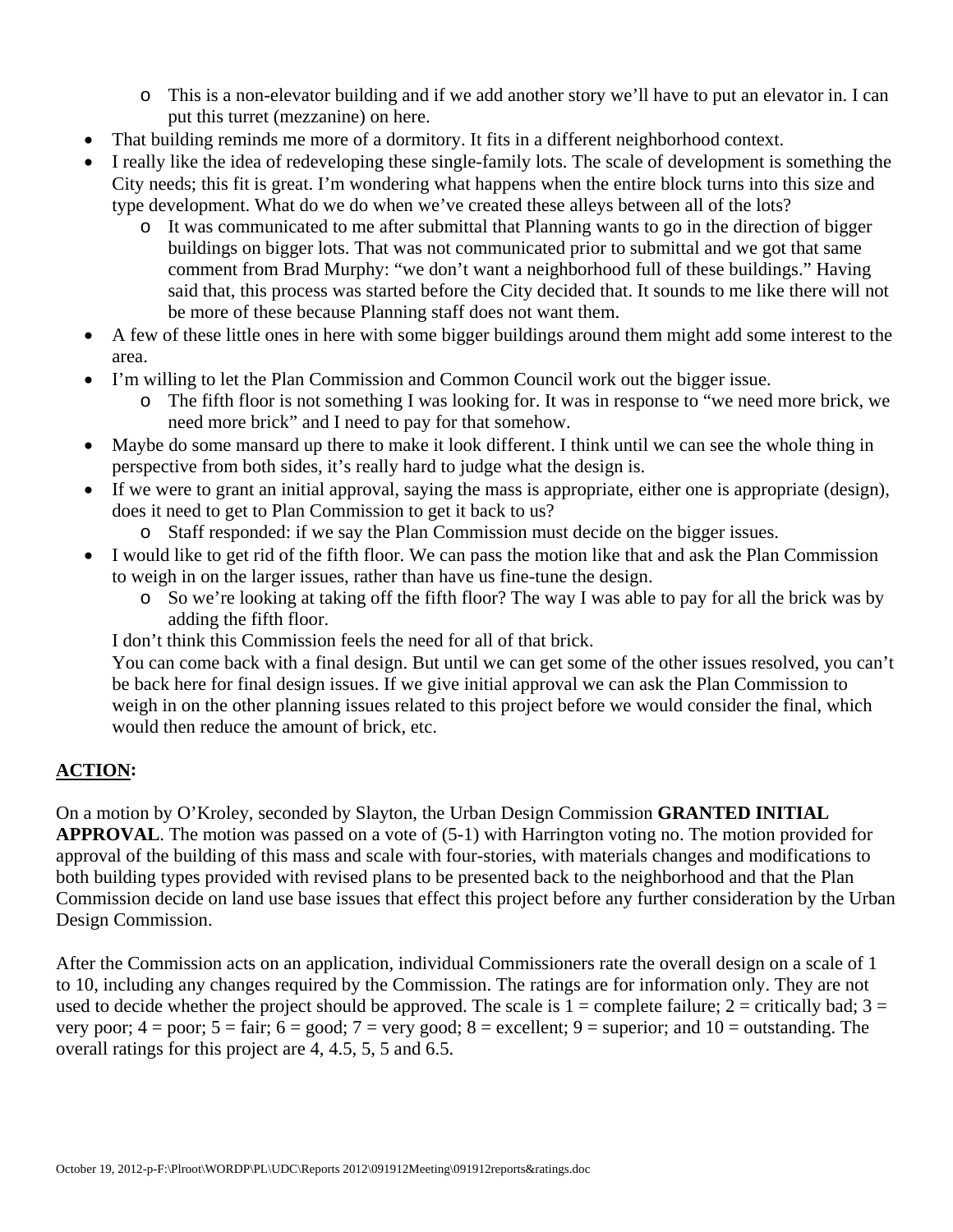- This is a non-elevator building and if we add another story we'll have to put an elevator in. I can put this turret (mezzanine) on here.
- That building reminds me more of a dormitory. It fits in a different neighborhood context.
- I really like the idea of redeveloping these single-family lots. The scale of development is something the City needs; this fit is great. I'm wondering what happens when the entire block turns into this size and type development. What do we do when we've created these alleys between all of the lots?
  - It was communicated to me after submittal that Planning wants to go in the direction of bigger buildings on bigger lots. That was not communicated prior to submittal and we got that same comment from Brad Murphy: "we don't want a neighborhood full of these buildings." Having said that, this process was started before the City decided that. It sounds to me like there will not be more of these because Planning staff does not want them.
- A few of these little ones in here with some bigger buildings around them might add some interest to the area.
- I'm willing to let the Plan Commission and Common Council work out the bigger issue.
  - The fifth floor is not something I was looking for. It was in response to "we need more brick, we need more brick" and I need to pay for that somehow.
- Maybe do some mansard up there to make it look different. I think until we can see the whole thing in perspective from both sides, it's really hard to judge what the design is.
- If we were to grant an initial approval, saying the mass is appropriate, either one is appropriate (design), does it need to get to Plan Commission to get it back to us?
  - Staff responded: if we say the Plan Commission must decide on the bigger issues.
- I would like to get rid of the fifth floor. We can pass the motion like that and ask the Plan Commission to weigh in on the larger issues, rather than have us fine-tune the design.
  - So we're looking at taking off the fifth floor? The way I was able to pay for all the brick was by adding the fifth floor.

  I don't think this Commission feels the need for all of that brick.

  You can come back with a final design. But until we can get some of the other issues resolved, you can't be back here for final design issues. If we give initial approval we can ask the Plan Commission to weigh in on the other planning issues related to this project before we would consider the final, which would then reduce the amount of brick, etc.

**ACTION:**

On a motion by O'Kroley, seconded by Slayton, the Urban Design Commission **GRANTED INITIAL APPROVAL**. The motion was passed on a vote of (5-1) with Harrington voting no. The motion provided for approval of the building of this mass and scale with four-stories, with materials changes and modifications to both building types provided with revised plans to be presented back to the neighborhood and that the Plan Commission decide on land use base issues that effect this project before any further consideration by the Urban Design Commission.

After the Commission acts on an application, individual Commissioners rate the overall design on a scale of 1 to 10, including any changes required by the Commission. The ratings are for information only. They are not used to decide whether the project should be approved. The scale is 1 = complete failure; 2 = critically bad; 3 = very poor; 4 = poor; 5 = fair; 6 = good; 7 = very good; 8 = excellent; 9 = superior; and 10 = outstanding. The overall ratings for this project are 4, 4.5, 5, 5 and 6.5.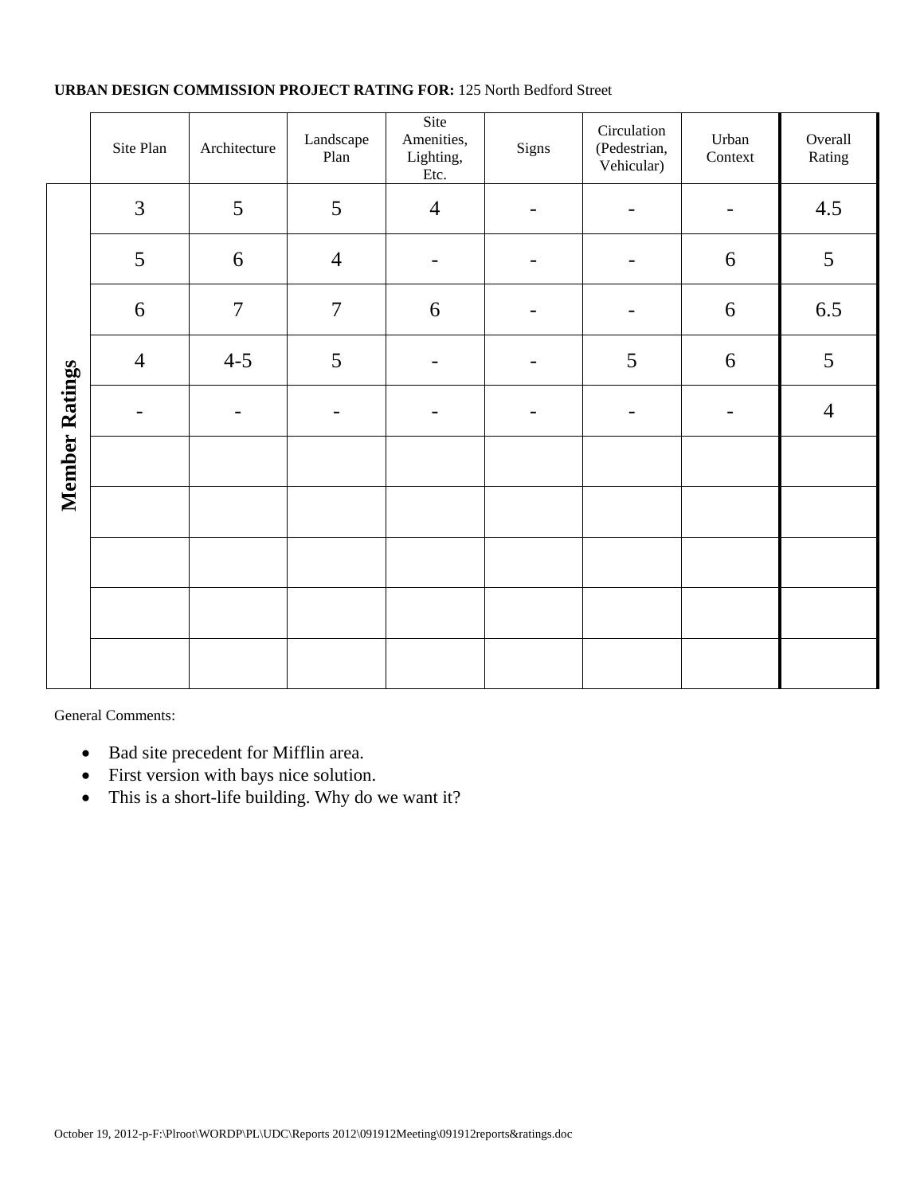**URBAN DESIGN COMMISSION PROJECT RATING FOR:** 125 North Bedford Street

| | Site Plan | Architecture | Landscape Plan | Site Amenities, Lighting, Etc. | Signs | Circulation (Pedestrian, Vehicular) | Urban Context | Overall Rating |
|---|---|---|---|---|---|---|---|---|
| Member Ratings | 3 | 5 | 5 | 4 | - | - | - | 4.5 |
| | 5 | 6 | 4 | - | - | - | 6 | 5 |
| | 6 | 7 | 7 | 6 | - | - | 6 | 6.5 |
| | 4 | 4-5 | 5 | - | - | 5 | 6 | 5 |
| | - | - | - | - | - | - | - | 4 |
| | | | | | | | | |
| | | | | | | | | |
| | | | | | | | | |
| | | | | | | | | |
| | | | | | | | | |

General Comments:

- Bad site precedent for Mifflin area.
- First version with bays nice solution.
- This is a short-life building. Why do we want it?